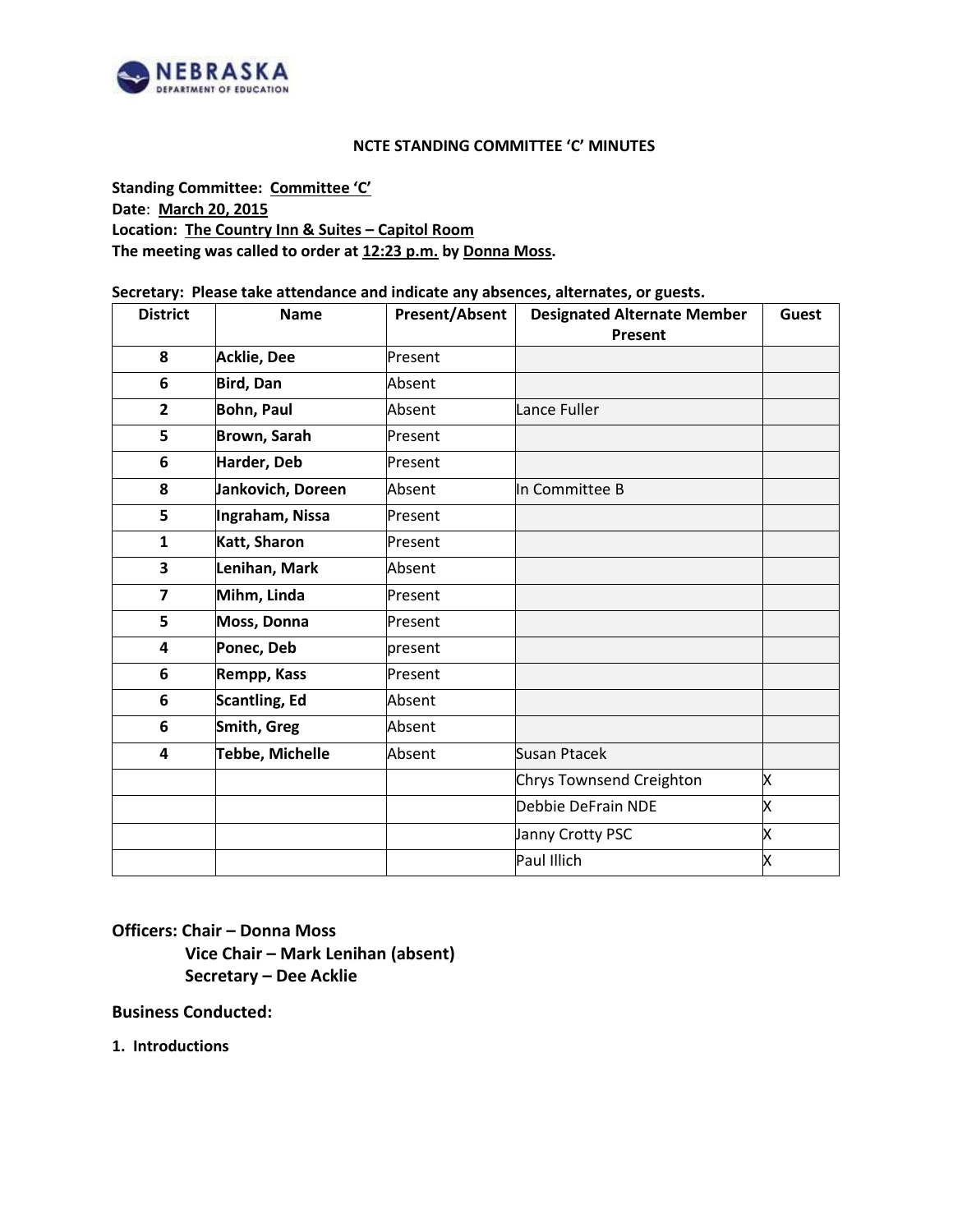# NCTE STANDING COMMITTEE 'C' MINUTES

**Standing Committee: Committee 'C'**
**Date: March 20, 2015**
**Location: The Country Inn & Suites – Capitol Room**
**The meeting was called to order at 12:23 p.m. by Donna Moss.**

**Secretary: Please take attendance and indicate any absences, alternates, or guests.**

| District | Name | Present/Absent | Designated Alternate Member Present | Guest |
|---|---|---|---|---|
| 8 | **Acklie, Dee** | Present | | |
| 6 | **Bird, Dan** | Absent | | |
| 2 | **Bohn, Paul** | Absent | Lance Fuller | |
| 5 | **Brown, Sarah** | Present | | |
| 6 | **Harder, Deb** | Present | | |
| 8 | **Jankovich, Doreen** | Absent | In Committee B | |
| 5 | **Ingraham, Nissa** | Present | | |
| 1 | **Katt, Sharon** | Present | | |
| 3 | **Lenihan, Mark** | Absent | | |
| 7 | **Mihm, Linda** | Present | | |
| 5 | **Moss, Donna** | Present | | |
| 4 | **Ponec, Deb** | present | | |
| 6 | **Rempp, Kass** | Present | | |
| 6 | **Scantling, Ed** | Absent | | |
| 6 | **Smith, Greg** | Absent | | |
| 4 | **Tebbe, Michelle** | Absent | Susan Ptacek | |
| | | | Chrys Townsend Creighton | X |
| | | | Debbie DeFrain NDE | X |
| | | | Janny Crotty PSC | X |
| | | | Paul Illich | X |

**Officers: Chair – Donna Moss**
**Vice Chair – Mark Lenihan (absent)**
**Secretary – Dee Acklie**

## Business Conducted:

**1. Introductions**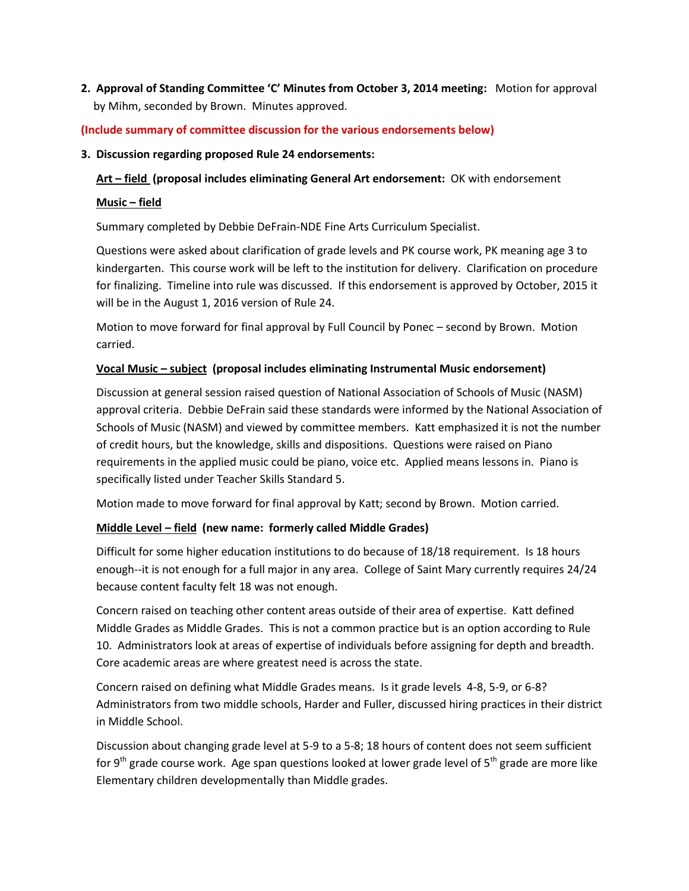2. **Approval of Standing Committee 'C' Minutes from October 3, 2014 meeting:** Motion for approval by Mihm, seconded by Brown. Minutes approved.

**(Include summary of committee discussion for the various endorsements below)**

3. **Discussion regarding proposed Rule 24 endorsements:**

**<u>Art – field</u> (proposal includes eliminating General Art endorsement:** OK with endorsement

**<u>Music – field</u>**

Summary completed by Debbie DeFrain-NDE Fine Arts Curriculum Specialist.

Questions were asked about clarification of grade levels and PK course work, PK meaning age 3 to kindergarten. This course work will be left to the institution for delivery. Clarification on procedure for finalizing. Timeline into rule was discussed. If this endorsement is approved by October, 2015 it will be in the August 1, 2016 version of Rule 24.

Motion to move forward for final approval by Full Council by Ponec – second by Brown. Motion carried.

**<u>Vocal Music – subject</u> (proposal includes eliminating Instrumental Music endorsement)**

Discussion at general session raised question of National Association of Schools of Music (NASM) approval criteria. Debbie DeFrain said these standards were informed by the National Association of Schools of Music (NASM) and viewed by committee members. Katt emphasized it is not the number of credit hours, but the knowledge, skills and dispositions. Questions were raised on Piano requirements in the applied music could be piano, voice etc. Applied means lessons in. Piano is specifically listed under Teacher Skills Standard 5.

Motion made to move forward for final approval by Katt; second by Brown. Motion carried.

**<u>Middle Level – field</u> (new name: formerly called Middle Grades)**

Difficult for some higher education institutions to do because of 18/18 requirement. Is 18 hours enough--it is not enough for a full major in any area. College of Saint Mary currently requires 24/24 because content faculty felt 18 was not enough.

Concern raised on teaching other content areas outside of their area of expertise. Katt defined Middle Grades as Middle Grades. This is not a common practice but is an option according to Rule 10. Administrators look at areas of expertise of individuals before assigning for depth and breadth. Core academic areas are where greatest need is across the state.

Concern raised on defining what Middle Grades means. Is it grade levels 4-8, 5-9, or 6-8? Administrators from two middle schools, Harder and Fuller, discussed hiring practices in their district in Middle School.

Discussion about changing grade level at 5-9 to a 5-8; 18 hours of content does not seem sufficient for 9th grade course work. Age span questions looked at lower grade level of 5th grade are more like Elementary children developmentally than Middle grades.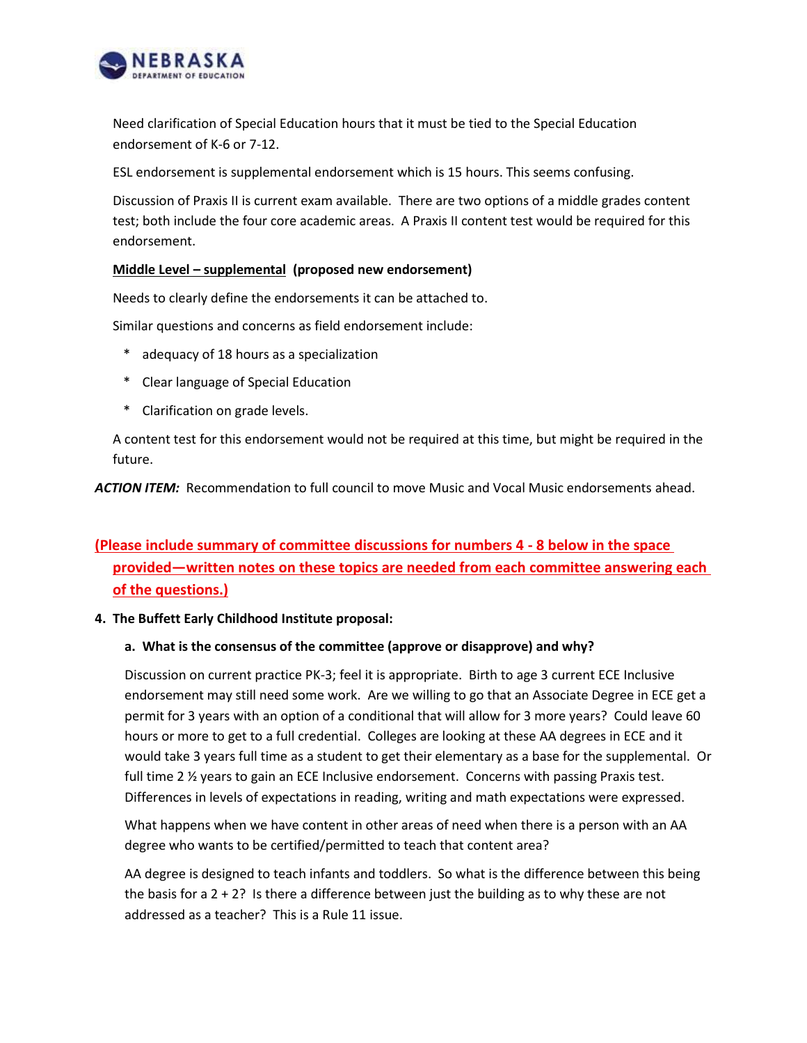Need clarification of Special Education hours that it must be tied to the Special Education endorsement of K-6 or 7-12.

ESL endorsement is supplemental endorsement which is 15 hours. This seems confusing.

Discussion of Praxis II is current exam available. There are two options of a middle grades content test; both include the four core academic areas. A Praxis II content test would be required for this endorsement.

**Middle Level – supplemental** **(proposed new endorsement)**

Needs to clearly define the endorsements it can be attached to.

Similar questions and concerns as field endorsement include:

- adequacy of 18 hours as a specialization
- Clear language of Special Education
- Clarification on grade levels.

A content test for this endorsement would not be required at this time, but might be required in the future.

***ACTION ITEM:*** Recommendation to full council to move Music and Vocal Music endorsements ahead.

**(Please include summary of committee discussions for numbers 4 - 8 below in the space provided—written notes on these topics are needed from each committee answering each of the questions.)**

**4. The Buffett Early Childhood Institute proposal:**

**a. What is the consensus of the committee (approve or disapprove) and why?**

Discussion on current practice PK-3; feel it is appropriate. Birth to age 3 current ECE Inclusive endorsement may still need some work. Are we willing to go that an Associate Degree in ECE get a permit for 3 years with an option of a conditional that will allow for 3 more years? Could leave 60 hours or more to get to a full credential. Colleges are looking at these AA degrees in ECE and it would take 3 years full time as a student to get their elementary as a base for the supplemental. Or full time 2 ½ years to gain an ECE Inclusive endorsement. Concerns with passing Praxis test. Differences in levels of expectations in reading, writing and math expectations were expressed.

What happens when we have content in other areas of need when there is a person with an AA degree who wants to be certified/permitted to teach that content area?

AA degree is designed to teach infants and toddlers. So what is the difference between this being the basis for a 2 + 2? Is there a difference between just the building as to why these are not addressed as a teacher? This is a Rule 11 issue.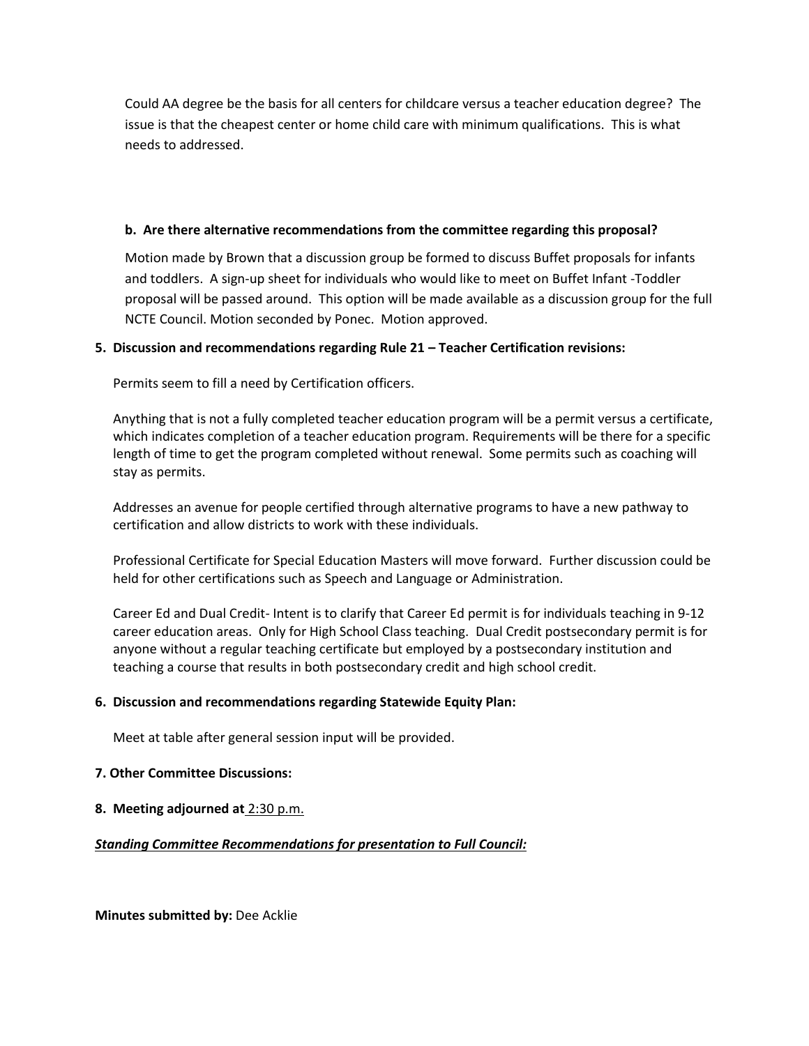Could AA degree be the basis for all centers for childcare versus a teacher education degree? The issue is that the cheapest center or home child care with minimum qualifications. This is what needs to addressed.

**b. Are there alternative recommendations from the committee regarding this proposal?**

Motion made by Brown that a discussion group be formed to discuss Buffet proposals for infants and toddlers. A sign-up sheet for individuals who would like to meet on Buffet Infant -Toddler proposal will be passed around. This option will be made available as a discussion group for the full NCTE Council. Motion seconded by Ponec. Motion approved.

**5. Discussion and recommendations regarding Rule 21 – Teacher Certification revisions:**

Permits seem to fill a need by Certification officers.

Anything that is not a fully completed teacher education program will be a permit versus a certificate, which indicates completion of a teacher education program. Requirements will be there for a specific length of time to get the program completed without renewal. Some permits such as coaching will stay as permits.

Addresses an avenue for people certified through alternative programs to have a new pathway to certification and allow districts to work with these individuals.

Professional Certificate for Special Education Masters will move forward. Further discussion could be held for other certifications such as Speech and Language or Administration.

Career Ed and Dual Credit- Intent is to clarify that Career Ed permit is for individuals teaching in 9-12 career education areas. Only for High School Class teaching. Dual Credit postsecondary permit is for anyone without a regular teaching certificate but employed by a postsecondary institution and teaching a course that results in both postsecondary credit and high school credit.

**6. Discussion and recommendations regarding Statewide Equity Plan:**

Meet at table after general session input will be provided.

**7. Other Committee Discussions:**

**8. Meeting adjourned at** 2:30 p.m.

***Standing Committee Recommendations for presentation to Full Council:***

**Minutes submitted by:** Dee Acklie